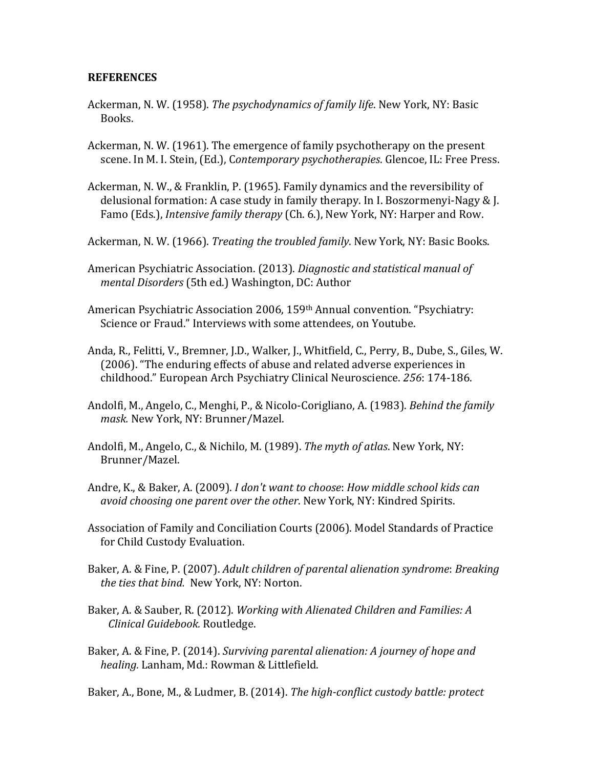**REFERENCES**

Ackerman, N. W. (1958). *The psychodynamics of family life*. New York, NY: Basic Books.

Ackerman, N. W. (1961). The emergence of family psychotherapy on the present scene. In M. I. Stein, (Ed.), C*ontemporary psychotherapies*. Glencoe, IL: Free Press.

Ackerman, N. W., & Franklin, P. (1965). Family dynamics and the reversibility of delusional formation: A case study in family therapy. In I. Boszormenyi-Nagy & J. Famo (Eds.), *Intensive family therapy* (Ch. 6.), New York, NY: Harper and Row.

Ackerman, N. W. (1966). *Treating the troubled family*. New York, NY: Basic Books.

American Psychiatric Association. (2013). *Diagnostic and statistical manual of mental Disorders* (5th ed.) Washington, DC: Author

American Psychiatric Association 2006, 159th Annual convention. "Psychiatry: Science or Fraud." Interviews with some attendees, on Youtube.

Anda, R., Felitti, V., Bremner, J.D., Walker, J., Whitfield, C., Perry, B., Dube, S., Giles, W. (2006). "The enduring effects of abuse and related adverse experiences in childhood." European Arch Psychiatry Clinical Neuroscience. *256*: 174-186.

Andolfi, M., Angelo, C., Menghi, P., & Nicolo-Corigliano, A. (1983). *Behind the family mask.* New York, NY: Brunner/Mazel.

Andolfi, M., Angelo, C., & Nichilo, M. (1989). *The myth of atlas*. New York, NY: Brunner/Mazel.

Andre, K., & Baker, A. (2009). *I don't want to choose*: *How middle school kids can avoid choosing one parent over the other*. New York, NY: Kindred Spirits.

Association of Family and Conciliation Courts (2006). Model Standards of Practice for Child Custody Evaluation.

Baker, A. & Fine, P. (2007). *Adult children of parental alienation syndrome*: *Breaking the ties that bind.* New York, NY: Norton.

Baker, A. & Sauber, R. (2012). *Working with Alienated Children and Families: A Clinical Guidebook.* Routledge.

Baker, A. & Fine, P. (2014). *Surviving parental alienation: A journey of hope and healing.* Lanham, Md.: Rowman & Littlefield.

Baker, A., Bone, M., & Ludmer, B. (2014). *The high-conflict custody battle: protect*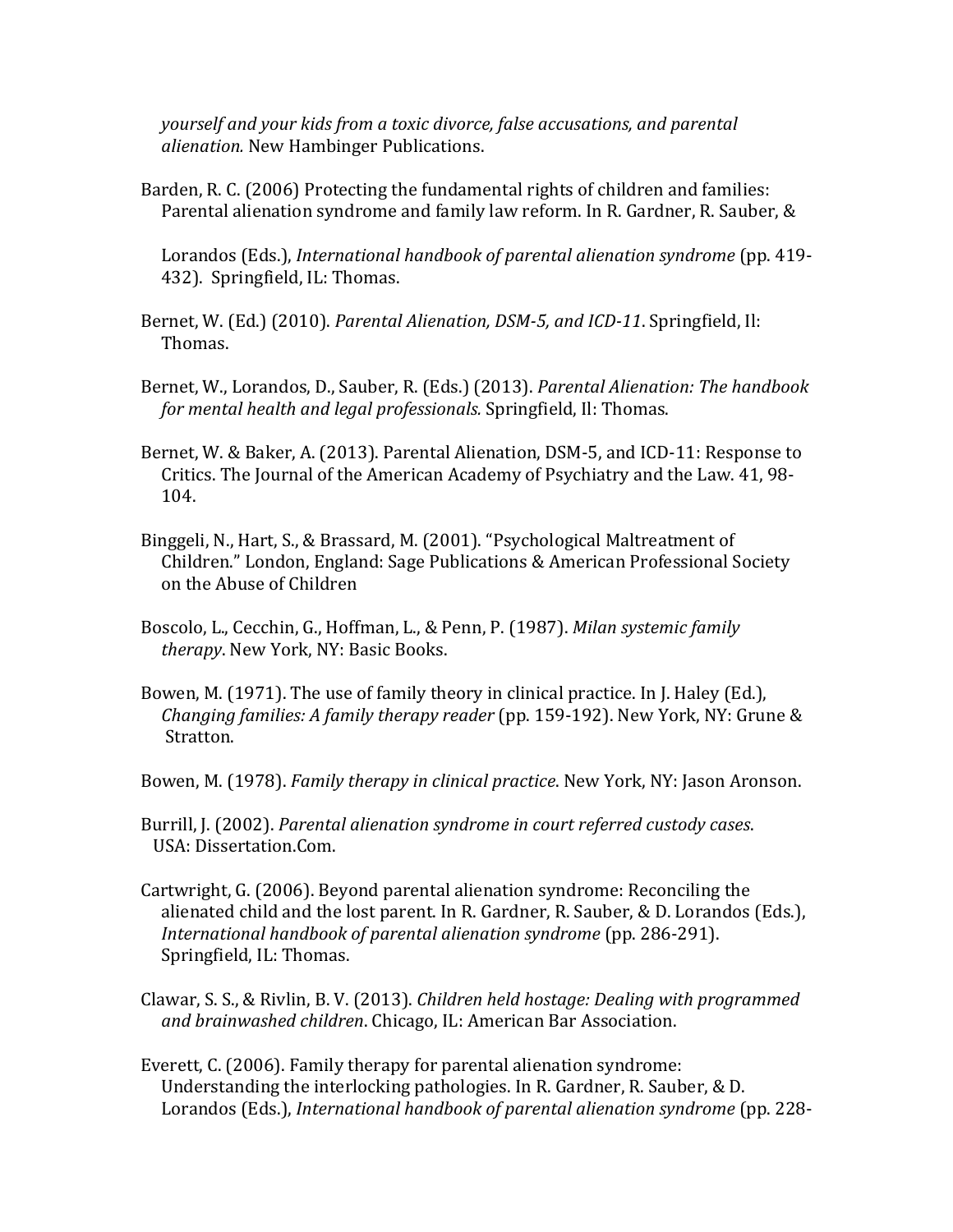*yourself and your kids from a toxic divorce, false accusations, and parental alienation.* New Hambinger Publications.

Barden, R. C. (2006) Protecting the fundamental rights of children and families: Parental alienation syndrome and family law reform. In R. Gardner, R. Sauber, & Lorandos (Eds.), *International handbook of parental alienation syndrome* (pp. 419-432). Springfield, IL: Thomas.

Bernet, W. (Ed.) (2010). *Parental Alienation, DSM-5, and ICD-11*. Springfield, Il: Thomas.

Bernet, W., Lorandos, D., Sauber, R. (Eds.) (2013). *Parental Alienation: The handbook for mental health and legal professionals.* Springfield, Il: Thomas.

Bernet, W. & Baker, A. (2013). Parental Alienation, DSM-5, and ICD-11: Response to Critics. The Journal of the American Academy of Psychiatry and the Law. 41, 98-104.

Binggeli, N., Hart, S., & Brassard, M. (2001). "Psychological Maltreatment of Children." London, England: Sage Publications & American Professional Society on the Abuse of Children

Boscolo, L., Cecchin, G., Hoffman, L., & Penn, P. (1987). *Milan systemic family therapy*. New York, NY: Basic Books.

Bowen, M. (1971). The use of family theory in clinical practice. In J. Haley (Ed.), *Changing families: A family therapy reader* (pp. 159-192). New York, NY: Grune & Stratton.

Bowen, M. (1978). *Family therapy in clinical practice*. New York, NY: Jason Aronson.

Burrill, J. (2002). *Parental alienation syndrome in court referred custody cases*. USA: Dissertation.Com.

Cartwright, G. (2006). Beyond parental alienation syndrome: Reconciling the alienated child and the lost parent. In R. Gardner, R. Sauber, & D. Lorandos (Eds.), *International handbook of parental alienation syndrome* (pp. 286-291). Springfield, IL: Thomas.

Clawar, S. S., & Rivlin, B. V. (2013). *Children held hostage: Dealing with programmed and brainwashed children*. Chicago, IL: American Bar Association.

Everett, C. (2006). Family therapy for parental alienation syndrome: Understanding the interlocking pathologies. In R. Gardner, R. Sauber, & D. Lorandos (Eds.), *International handbook of parental alienation syndrome* (pp. 228-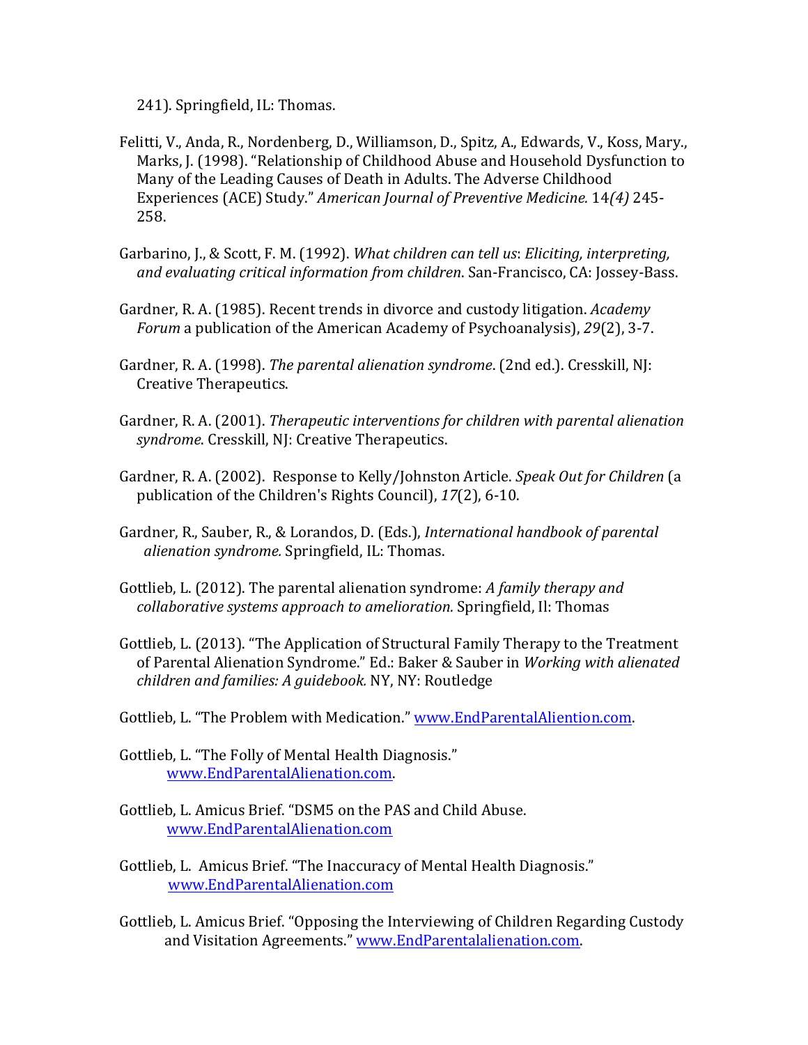241). Springfield, IL: Thomas.

Felitti, V., Anda, R., Nordenberg, D., Williamson, D., Spitz, A., Edwards, V., Koss, Mary., Marks, J. (1998). "Relationship of Childhood Abuse and Household Dysfunction to Many of the Leading Causes of Death in Adults. The Adverse Childhood Experiences (ACE) Study." *American Journal of Preventive Medicine.* 14*(4)* 245-258.

Garbarino, J., & Scott, F. M. (1992). *What children can tell us*: *Eliciting, interpreting, and evaluating critical information from children*. San-Francisco, CA: Jossey-Bass.

Gardner, R. A. (1985). Recent trends in divorce and custody litigation. *Academy Forum* a publication of the American Academy of Psychoanalysis), *29*(2), 3-7.

Gardner, R. A. (1998). *The parental alienation syndrome*. (2nd ed.). Cresskill, NJ: Creative Therapeutics.

Gardner, R. A. (2001). *Therapeutic interventions for children with parental alienation syndrome*. Cresskill, NJ: Creative Therapeutics.

Gardner, R. A. (2002). Response to Kelly/Johnston Article. *Speak Out for Children* (a publication of the Children's Rights Council), *17*(2), 6-10.

Gardner, R., Sauber, R., & Lorandos, D. (Eds.), *International handbook of parental alienation syndrome.* Springfield, IL: Thomas.

Gottlieb, L. (2012). The parental alienation syndrome: *A family therapy and collaborative systems approach to amelioration.* Springfield, Il: Thomas

Gottlieb, L. (2013). "The Application of Structural Family Therapy to the Treatment of Parental Alienation Syndrome." Ed.: Baker & Sauber in *Working with alienated children and families: A guidebook.* NY, NY: Routledge

Gottlieb, L. "The Problem with Medication." www.EndParentalAliention.com.

Gottlieb, L. "The Folly of Mental Health Diagnosis." www.EndParentalAlienation.com.

Gottlieb, L. Amicus Brief. "DSM5 on the PAS and Child Abuse. www.EndParentalAlienation.com

Gottlieb, L. Amicus Brief. "The Inaccuracy of Mental Health Diagnosis." www.EndParentalAlienation.com

Gottlieb, L. Amicus Brief. "Opposing the Interviewing of Children Regarding Custody and Visitation Agreements." www.EndParentalalienation.com.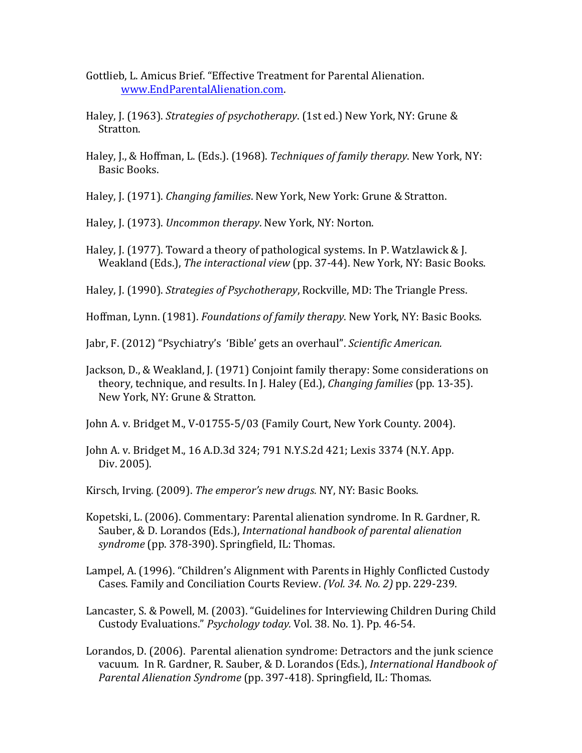Gottlieb, L. Amicus Brief. "Effective Treatment for Parental Alienation. [www.EndParentalAlienation.com](http://www.EndParentalAlienation.com).

Haley, J. (1963). *Strategies of psychotherapy*. (1st ed.) New York, NY: Grune & Stratton.

Haley, J., & Hoffman, L. (Eds.). (1968). *Techniques of family therapy*. New York, NY: Basic Books.

Haley, J. (1971). *Changing families*. New York, New York: Grune & Stratton.

Haley, J. (1973). *Uncommon therapy*. New York, NY: Norton.

Haley, J. (1977). Toward a theory of pathological systems. In P. Watzlawick & J. Weakland (Eds.), *The interactional view* (pp. 37-44). New York, NY: Basic Books.

Haley, J. (1990). *Strategies of Psychotherapy*, Rockville, MD: The Triangle Press.

Hoffman, Lynn. (1981). *Foundations of family therapy*. New York, NY: Basic Books.

Jabr, F. (2012) "Psychiatry's 'Bible' gets an overhaul". *Scientific American.*

Jackson, D., & Weakland, J. (1971) Conjoint family therapy: Some considerations on theory, technique, and results. In J. Haley (Ed.), *Changing families* (pp. 13-35). New York, NY: Grune & Stratton.

John A. v. Bridget M., V-01755-5/03 (Family Court, New York County. 2004).

John A. v. Bridget M., 16 A.D.3d 324; 791 N.Y.S.2d 421; Lexis 3374 (N.Y. App. Div. 2005).

Kirsch, Irving. (2009). *The emperor's new drugs*. NY, NY: Basic Books.

Kopetski, L. (2006). Commentary: Parental alienation syndrome. In R. Gardner, R. Sauber, & D. Lorandos (Eds.), *International handbook of parental alienation syndrome* (pp. 378-390). Springfield, IL: Thomas.

Lampel, A. (1996). "Children's Alignment with Parents in Highly Conflicted Custody Cases. Family and Conciliation Courts Review. *(Vol. 34. No. 2)* pp. 229-239.

Lancaster, S. & Powell, M. (2003). "Guidelines for Interviewing Children During Child Custody Evaluations." *Psychology today.* Vol. 38. No. 1). Pp. 46-54.

Lorandos, D. (2006). Parental alienation syndrome: Detractors and the junk science vacuum. In R. Gardner, R. Sauber, & D. Lorandos (Eds.), *International Handbook of Parental Alienation Syndrome* (pp. 397-418). Springfield, IL: Thomas.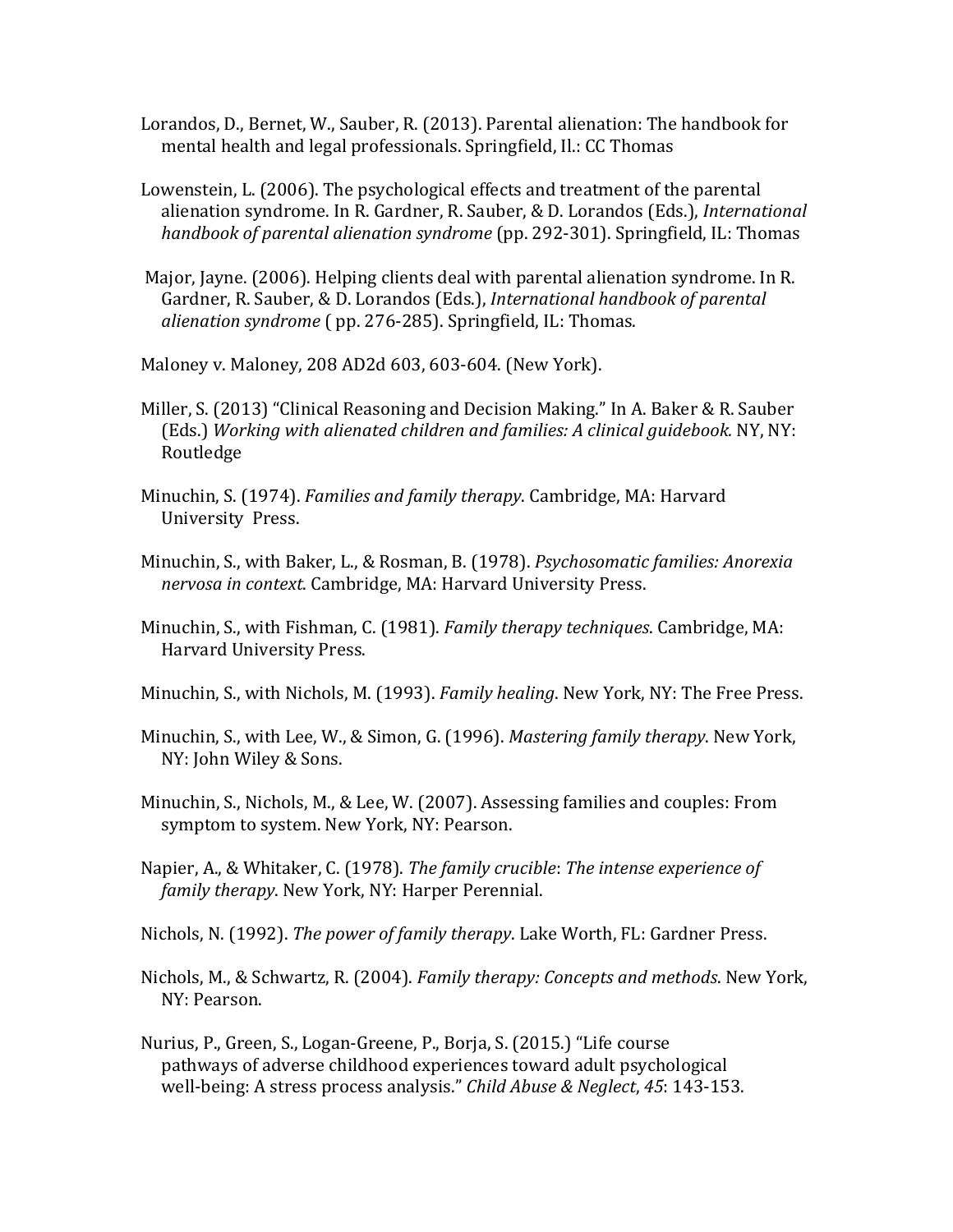Lorandos, D., Bernet, W., Sauber, R. (2013). Parental alienation: The handbook for mental health and legal professionals. Springfield, Il.: CC Thomas

Lowenstein, L. (2006). The psychological effects and treatment of the parental alienation syndrome. In R. Gardner, R. Sauber, & D. Lorandos (Eds.), *International handbook of parental alienation syndrome* (pp. 292-301). Springfield, IL: Thomas

Major, Jayne. (2006). Helping clients deal with parental alienation syndrome. In R. Gardner, R. Sauber, & D. Lorandos (Eds.), *International handbook of parental alienation syndrome* ( pp. 276-285). Springfield, IL: Thomas.

Maloney v. Maloney, 208 AD2d 603, 603-604. (New York).

Miller, S. (2013) "Clinical Reasoning and Decision Making." In A. Baker & R. Sauber (Eds.) *Working with alienated children and families: A clinical guidebook.* NY, NY: Routledge

Minuchin, S. (1974). *Families and family therapy*. Cambridge, MA: Harvard University Press.

Minuchin, S., with Baker, L., & Rosman, B. (1978). *Psychosomatic families: Anorexia nervosa in context*. Cambridge, MA: Harvard University Press.

Minuchin, S., with Fishman, C. (1981). *Family therapy techniques*. Cambridge, MA: Harvard University Press.

Minuchin, S., with Nichols, M. (1993). *Family healing*. New York, NY: The Free Press.

Minuchin, S., with Lee, W., & Simon, G. (1996). *Mastering family therapy*. New York, NY: John Wiley & Sons.

Minuchin, S., Nichols, M., & Lee, W. (2007). Assessing families and couples: From symptom to system. New York, NY: Pearson.

Napier, A., & Whitaker, C. (1978). *The family crucible*: *The intense experience of family therapy*. New York, NY: Harper Perennial.

Nichols, N. (1992). *The power of family therapy*. Lake Worth, FL: Gardner Press.

Nichols, M., & Schwartz, R. (2004). *Family therapy: Concepts and methods*. New York, NY: Pearson.

Nurius, P., Green, S., Logan-Greene, P., Borja, S. (2015.) "Life course pathways of adverse childhood experiences toward adult psychological well-being: A stress process analysis." *Child Abuse & Neglect*, *45*: 143-153.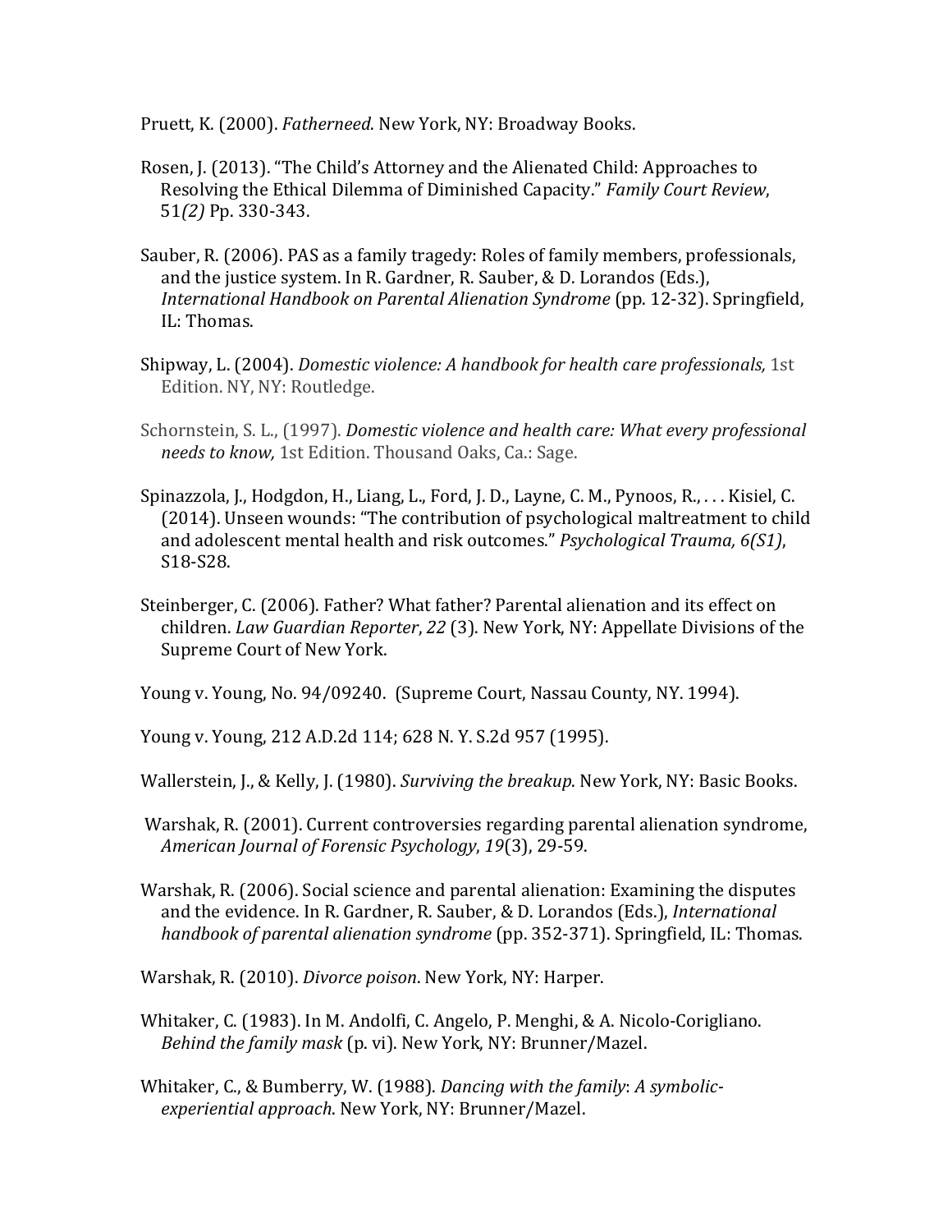Pruett, K. (2000). *Fatherneed*. New York, NY: Broadway Books.

Rosen, J. (2013). "The Child's Attorney and the Alienated Child: Approaches to Resolving the Ethical Dilemma of Diminished Capacity." *Family Court Review*, 51*(2)* Pp. 330-343.

Sauber, R. (2006). PAS as a family tragedy: Roles of family members, professionals, and the justice system. In R. Gardner, R. Sauber, & D. Lorandos (Eds.), *International Handbook on Parental Alienation Syndrome* (pp. 12-32). Springfield, IL: Thomas.

Shipway, L. (2004). *Domestic violence: A handbook for health care professionals,* 1st Edition. NY, NY: Routledge.

Schornstein, S. L., (1997). *Domestic violence and health care: What every professional needs to know,* 1st Edition. Thousand Oaks, Ca.: Sage.

Spinazzola, J., Hodgdon, H., Liang, L., Ford, J. D., Layne, C. M., Pynoos, R., . . . Kisiel, C. (2014). Unseen wounds: "The contribution of psychological maltreatment to child and adolescent mental health and risk outcomes." *Psychological Trauma, 6(S1)*, S18-S28.

Steinberger, C. (2006). Father? What father? Parental alienation and its effect on children. *Law Guardian Reporter*, *22* (3). New York, NY: Appellate Divisions of the Supreme Court of New York.

Young v. Young, No. 94/09240. (Supreme Court, Nassau County, NY. 1994).

Young v. Young, 212 A.D.2d 114; 628 N. Y. S.2d 957 (1995).

Wallerstein, J., & Kelly, J. (1980). *Surviving the breakup*. New York, NY: Basic Books.

Warshak, R. (2001). Current controversies regarding parental alienation syndrome, *American Journal of Forensic Psychology*, *19*(3), 29-59.

Warshak, R. (2006). Social science and parental alienation: Examining the disputes and the evidence. In R. Gardner, R. Sauber, & D. Lorandos (Eds.), *International handbook of parental alienation syndrome* (pp. 352-371). Springfield, IL: Thomas.

Warshak, R. (2010). *Divorce poison*. New York, NY: Harper.

Whitaker, C. (1983). In M. Andolfi, C. Angelo, P. Menghi, & A. Nicolo-Corigliano. *Behind the family mask* (p. vi). New York, NY: Brunner/Mazel.

Whitaker, C., & Bumberry, W. (1988). *Dancing with the family*: *A symbolic-experiential approach*. New York, NY: Brunner/Mazel.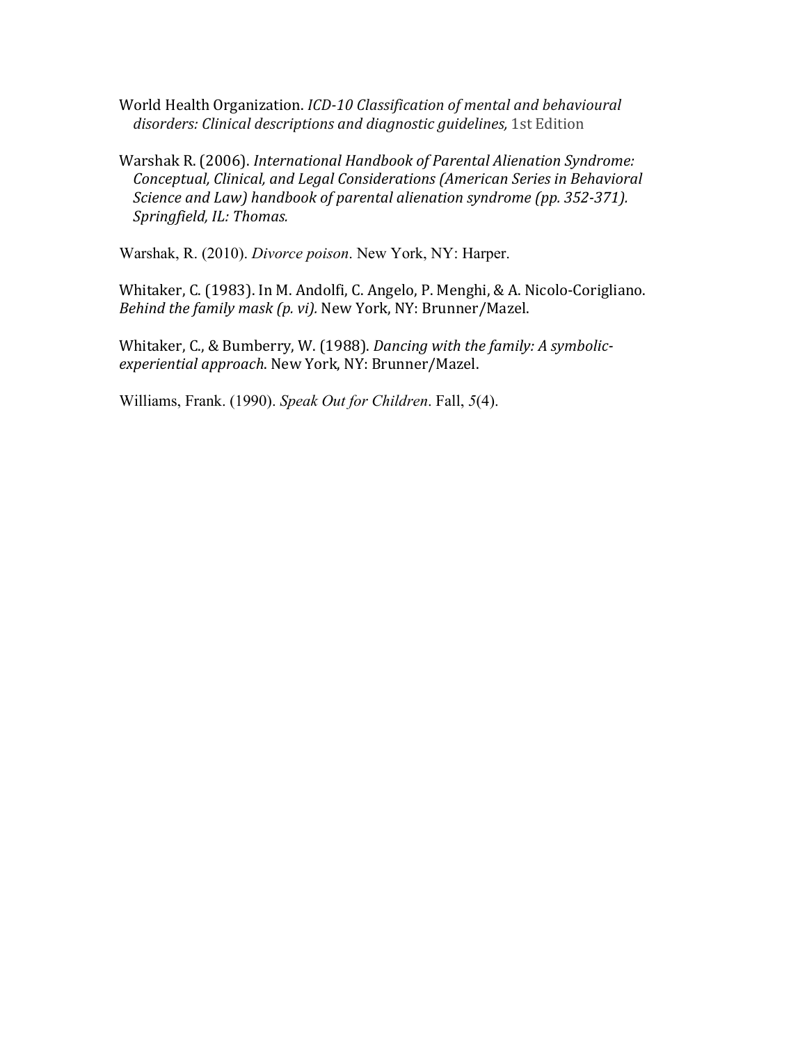World Health Organization. *ICD-10 Classification of mental and behavioural disorders: Clinical descriptions and diagnostic guidelines,* 1st Edition

Warshak R. (2006). *International Handbook of Parental Alienation Syndrome: Conceptual, Clinical, and Legal Considerations (American Series in Behavioral Science and Law) handbook of parental alienation syndrome (pp. 352-371). Springfield, IL: Thomas.*

Warshak, R. (2010). *Divorce poison*. New York, NY: Harper.

Whitaker, C. (1983). In M. Andolfi, C. Angelo, P. Menghi, & A. Nicolo-Corigliano. *Behind the family mask (p. vi).* New York, NY: Brunner/Mazel.

Whitaker, C., & Bumberry, W. (1988). *Dancing with the family: A symbolic-experiential approach*. New York, NY: Brunner/Mazel.

Williams, Frank. (1990). *Speak Out for Children*. Fall, *5*(4).